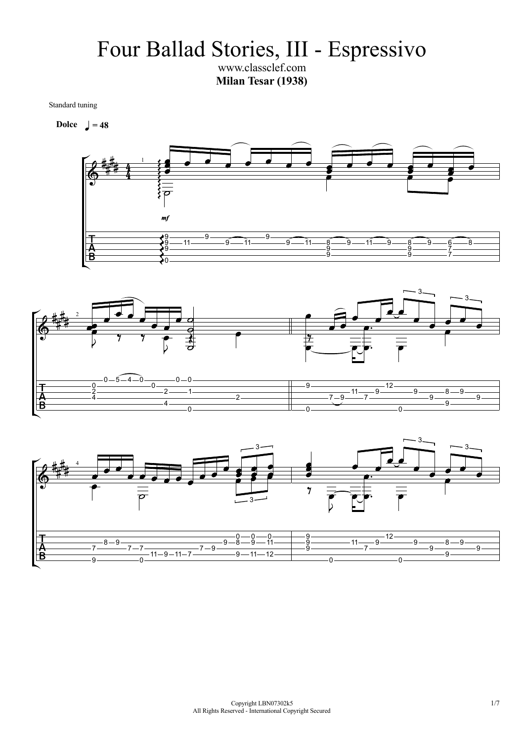# Four Ballad Stories, III - Espressivo

www.classclef.com

**Milan Tesar (1938)**

Standard tuning

**Dolce** ♩ = 48